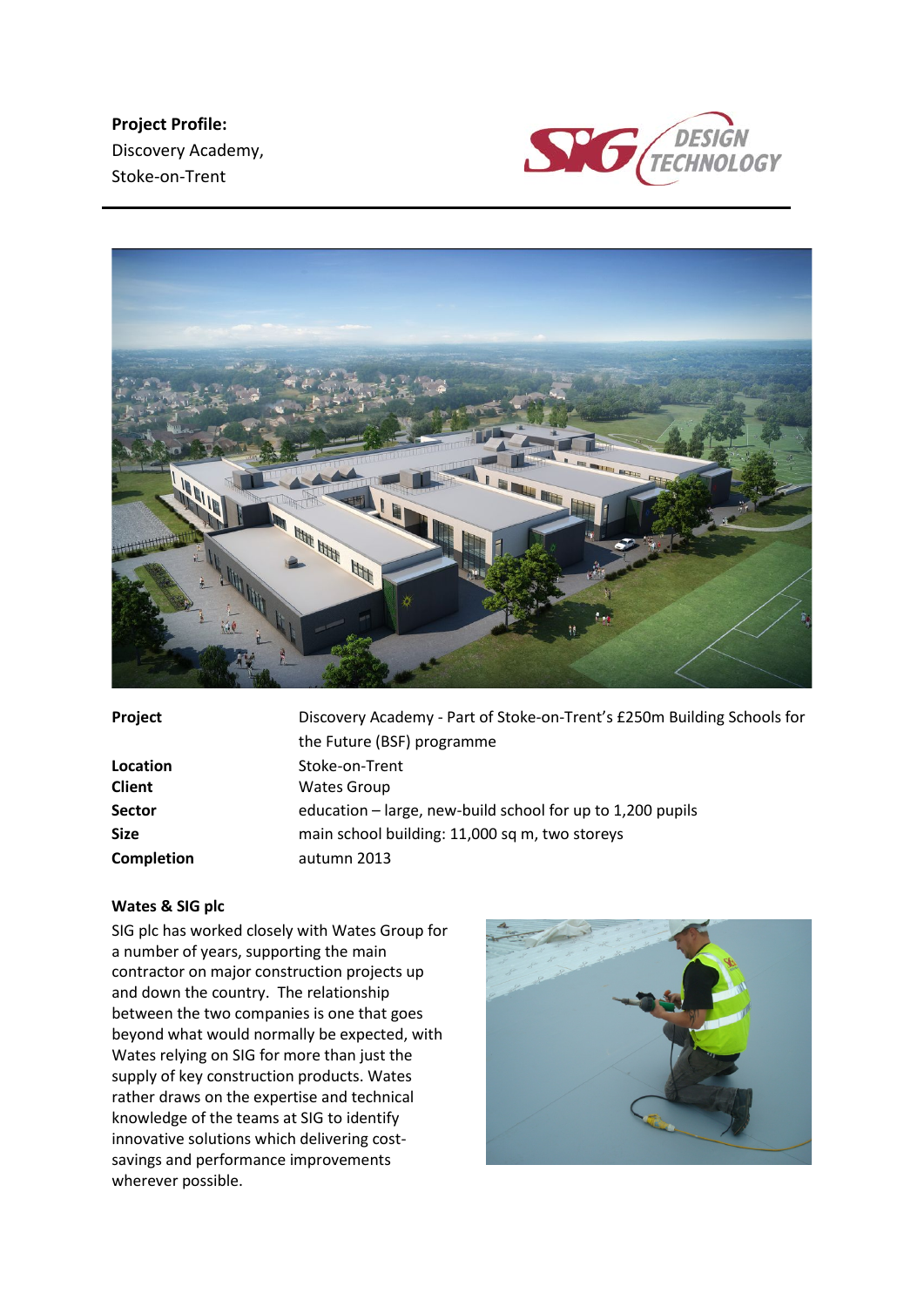**Project Profile:**
Discovery Academy,
Stoke-on-Trent

| | |
|---|---|
| **Project** | Discovery Academy - Part of Stoke-on-Trent's £250m Building Schools for the Future (BSF) programme |
| **Location** | Stoke-on-Trent |
| **Client** | Wates Group |
| **Sector** | education – large, new-build school for up to 1,200 pupils |
| **Size** | main school building: 11,000 sq m, two storeys |
| **Completion** | autumn 2013 |

**Wates & SIG plc**

SIG plc has worked closely with Wates Group for a number of years, supporting the main contractor on major construction projects up and down the country. The relationship between the two companies is one that goes beyond what would normally be expected, with Wates relying on SIG for more than just the supply of key construction products. Wates rather draws on the expertise and technical knowledge of the teams at SIG to identify innovative solutions which delivering cost-savings and performance improvements wherever possible.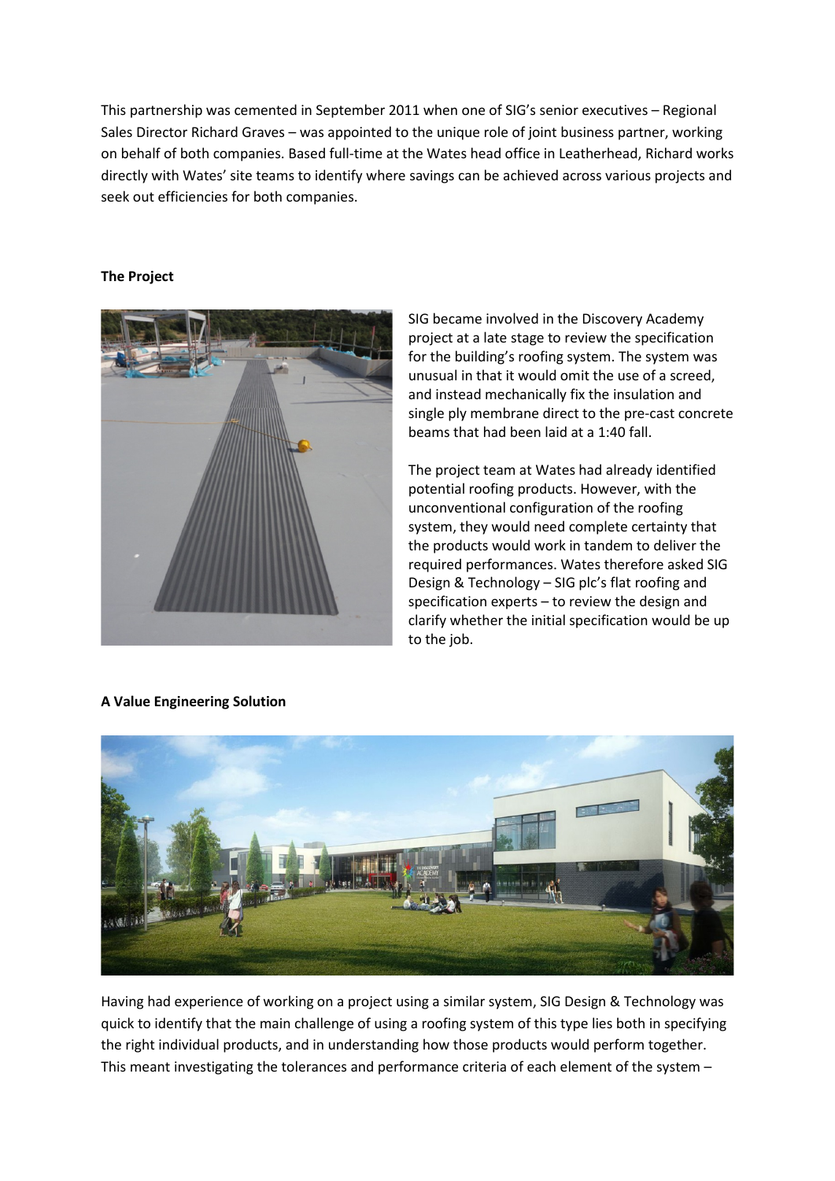This partnership was cemented in September 2011 when one of SIG's senior executives – Regional Sales Director Richard Graves – was appointed to the unique role of joint business partner, working on behalf of both companies. Based full-time at the Wates head office in Leatherhead, Richard works directly with Wates' site teams to identify where savings can be achieved across various projects and seek out efficiencies for both companies.

**The Project**

SIG became involved in the Discovery Academy project at a late stage to review the specification for the building's roofing system. The system was unusual in that it would omit the use of a screed, and instead mechanically fix the insulation and single ply membrane direct to the pre-cast concrete beams that had been laid at a 1:40 fall.

The project team at Wates had already identified potential roofing products. However, with the unconventional configuration of the roofing system, they would need complete certainty that the products would work in tandem to deliver the required performances. Wates therefore asked SIG Design & Technology – SIG plc's flat roofing and specification experts – to review the design and clarify whether the initial specification would be up to the job.

**A Value Engineering Solution**

Having had experience of working on a project using a similar system, SIG Design & Technology was quick to identify that the main challenge of using a roofing system of this type lies both in specifying the right individual products, and in understanding how those products would perform together. This meant investigating the tolerances and performance criteria of each element of the system –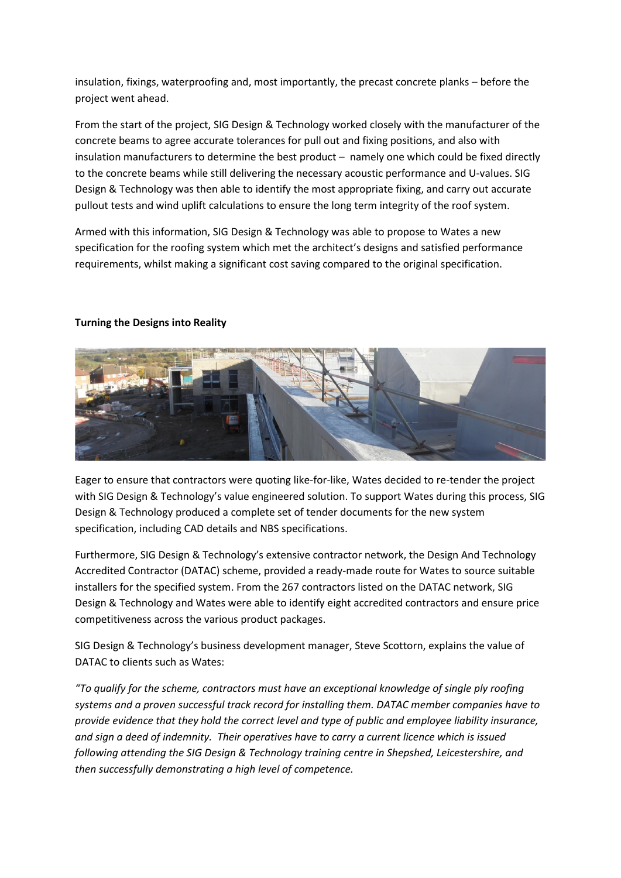insulation, fixings, waterproofing and, most importantly, the precast concrete planks – before the project went ahead.

From the start of the project, SIG Design & Technology worked closely with the manufacturer of the concrete beams to agree accurate tolerances for pull out and fixing positions, and also with insulation manufacturers to determine the best product – namely one which could be fixed directly to the concrete beams while still delivering the necessary acoustic performance and U-values. SIG Design & Technology was then able to identify the most appropriate fixing, and carry out accurate pullout tests and wind uplift calculations to ensure the long term integrity of the roof system.

Armed with this information, SIG Design & Technology was able to propose to Wates a new specification for the roofing system which met the architect's designs and satisfied performance requirements, whilst making a significant cost saving compared to the original specification.

**Turning the Designs into Reality**

Eager to ensure that contractors were quoting like-for-like, Wates decided to re-tender the project with SIG Design & Technology's value engineered solution. To support Wates during this process, SIG Design & Technology produced a complete set of tender documents for the new system specification, including CAD details and NBS specifications.

Furthermore, SIG Design & Technology's extensive contractor network, the Design And Technology Accredited Contractor (DATAC) scheme, provided a ready-made route for Wates to source suitable installers for the specified system. From the 267 contractors listed on the DATAC network, SIG Design & Technology and Wates were able to identify eight accredited contractors and ensure price competitiveness across the various product packages.

SIG Design & Technology's business development manager, Steve Scottorn, explains the value of DATAC to clients such as Wates:

*"To qualify for the scheme, contractors must have an exceptional knowledge of single ply roofing systems and a proven successful track record for installing them. DATAC member companies have to provide evidence that they hold the correct level and type of public and employee liability insurance, and sign a deed of indemnity. Their operatives have to carry a current licence which is issued following attending the SIG Design & Technology training centre in Shepshed, Leicestershire, and then successfully demonstrating a high level of competence.*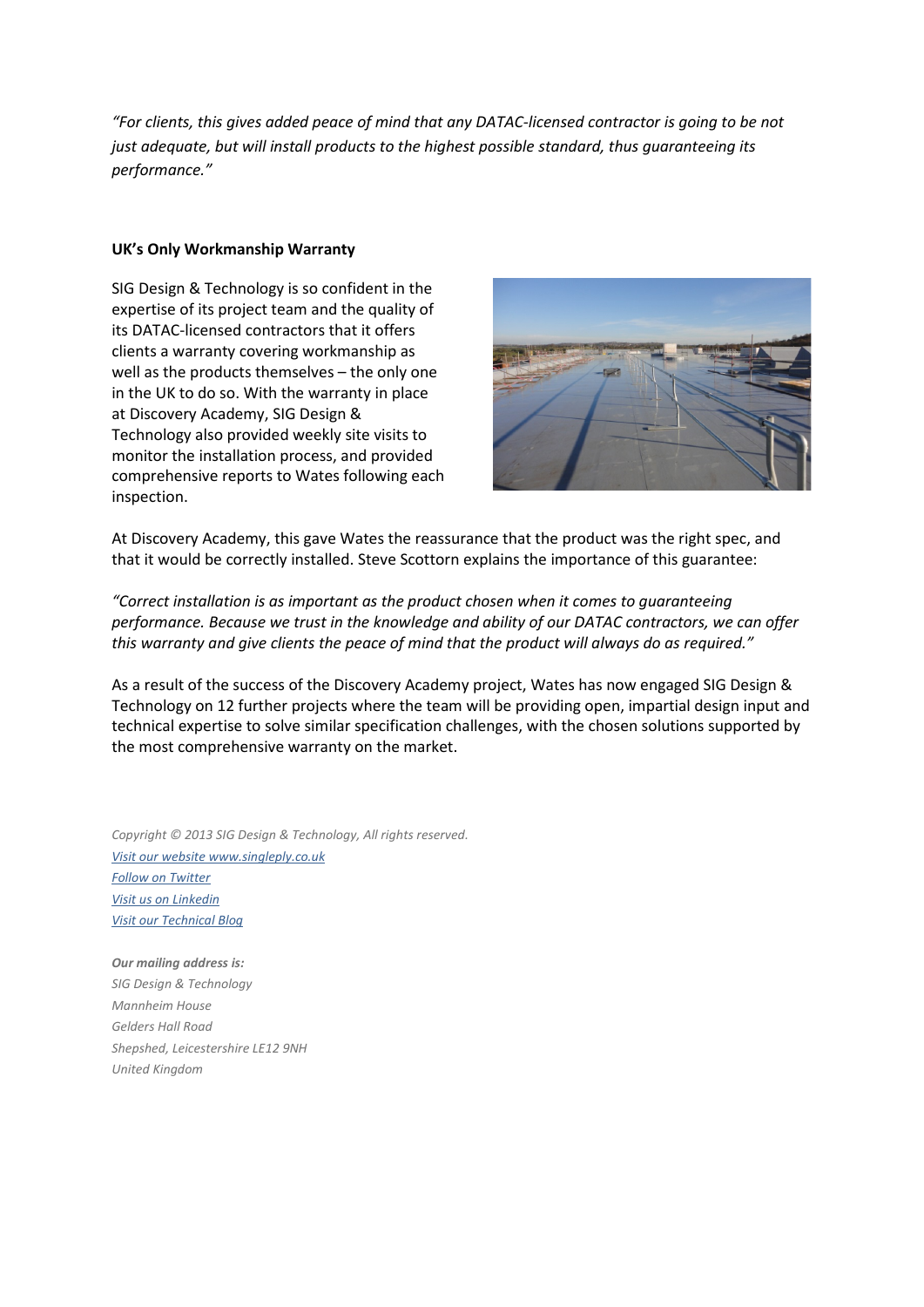*"For clients, this gives added peace of mind that any DATAC-licensed contractor is going to be not just adequate, but will install products to the highest possible standard, thus guaranteeing its performance."*

**UK's Only Workmanship Warranty**

SIG Design & Technology is so confident in the expertise of its project team and the quality of its DATAC-licensed contractors that it offers clients a warranty covering workmanship as well as the products themselves – the only one in the UK to do so. With the warranty in place at Discovery Academy, SIG Design & Technology also provided weekly site visits to monitor the installation process, and provided comprehensive reports to Wates following each inspection.

At Discovery Academy, this gave Wates the reassurance that the product was the right spec, and that it would be correctly installed. Steve Scottorn explains the importance of this guarantee:

*"Correct installation is as important as the product chosen when it comes to guaranteeing performance. Because we trust in the knowledge and ability of our DATAC contractors, we can offer this warranty and give clients the peace of mind that the product will always do as required."*

As a result of the success of the Discovery Academy project, Wates has now engaged SIG Design & Technology on 12 further projects where the team will be providing open, impartial design input and technical expertise to solve similar specification challenges, with the chosen solutions supported by the most comprehensive warranty on the market.

*Copyright © 2013 SIG Design & Technology, All rights reserved.*
*Visit our website www.singleply.co.uk*
*Follow on Twitter*
*Visit us on Linkedin*
*Visit our Technical Blog*

***Our mailing address is:***
*SIG Design & Technology*
*Mannheim House*
*Gelders Hall Road*
*Shepshed, Leicestershire LE12 9NH*
*United Kingdom*